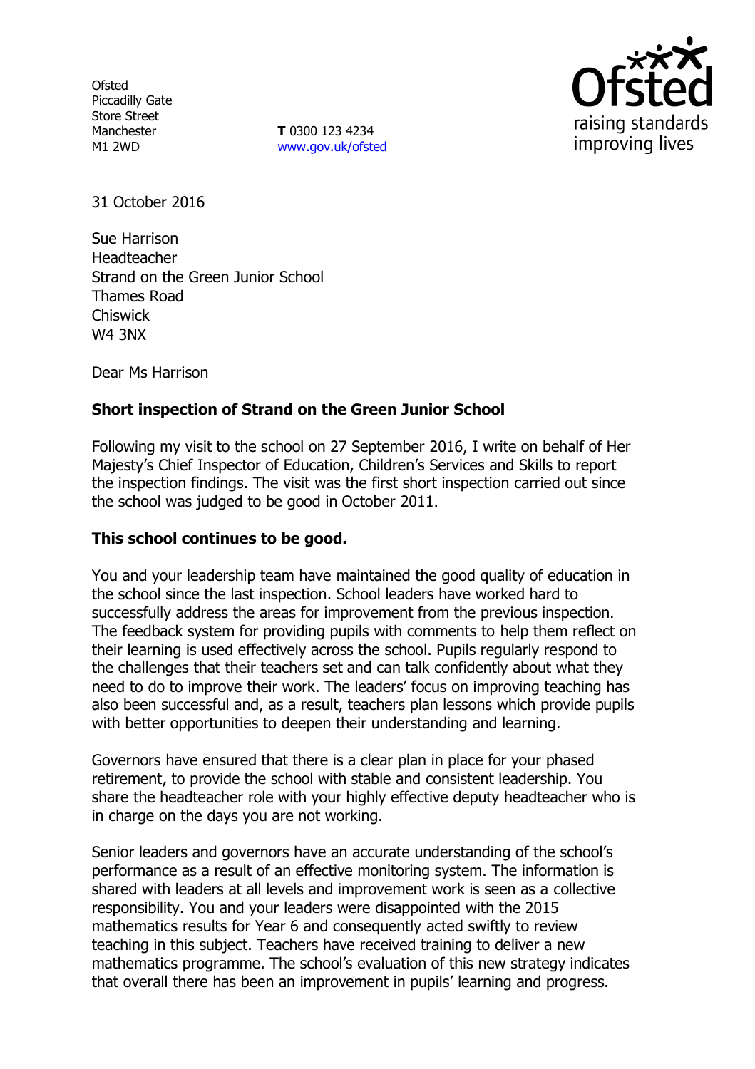Ofsted
Piccadilly Gate
Store Street
Manchester
M1 2WD

**T** 0300 123 4234
www.gov.uk/ofsted

31 October 2016

Sue Harrison
Headteacher
Strand on the Green Junior School
Thames Road
Chiswick
W4 3NX

Dear Ms Harrison

**Short inspection of Strand on the Green Junior School**

Following my visit to the school on 27 September 2016, I write on behalf of Her Majesty's Chief Inspector of Education, Children's Services and Skills to report the inspection findings. The visit was the first short inspection carried out since the school was judged to be good in October 2011.

**This school continues to be good.**

You and your leadership team have maintained the good quality of education in the school since the last inspection. School leaders have worked hard to successfully address the areas for improvement from the previous inspection. The feedback system for providing pupils with comments to help them reflect on their learning is used effectively across the school. Pupils regularly respond to the challenges that their teachers set and can talk confidently about what they need to do to improve their work. The leaders' focus on improving teaching has also been successful and, as a result, teachers plan lessons which provide pupils with better opportunities to deepen their understanding and learning.

Governors have ensured that there is a clear plan in place for your phased retirement, to provide the school with stable and consistent leadership. You share the headteacher role with your highly effective deputy headteacher who is in charge on the days you are not working.

Senior leaders and governors have an accurate understanding of the school's performance as a result of an effective monitoring system. The information is shared with leaders at all levels and improvement work is seen as a collective responsibility. You and your leaders were disappointed with the 2015 mathematics results for Year 6 and consequently acted swiftly to review teaching in this subject. Teachers have received training to deliver a new mathematics programme. The school's evaluation of this new strategy indicates that overall there has been an improvement in pupils' learning and progress.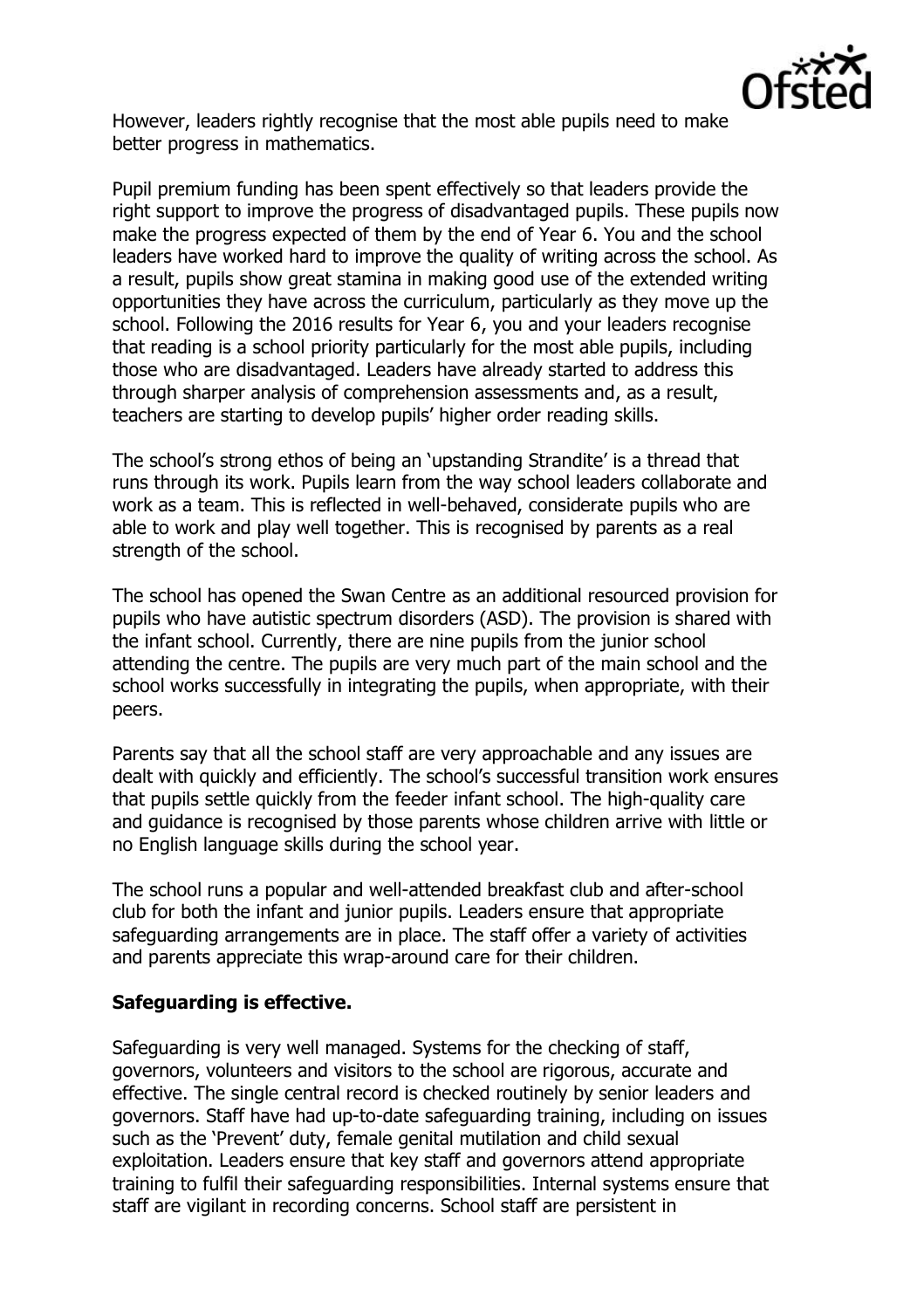However, leaders rightly recognise that the most able pupils need to make better progress in mathematics.

Pupil premium funding has been spent effectively so that leaders provide the right support to improve the progress of disadvantaged pupils. These pupils now make the progress expected of them by the end of Year 6. You and the school leaders have worked hard to improve the quality of writing across the school. As a result, pupils show great stamina in making good use of the extended writing opportunities they have across the curriculum, particularly as they move up the school. Following the 2016 results for Year 6, you and your leaders recognise that reading is a school priority particularly for the most able pupils, including those who are disadvantaged. Leaders have already started to address this through sharper analysis of comprehension assessments and, as a result, teachers are starting to develop pupils' higher order reading skills.

The school's strong ethos of being an 'upstanding Strandite' is a thread that runs through its work. Pupils learn from the way school leaders collaborate and work as a team. This is reflected in well-behaved, considerate pupils who are able to work and play well together. This is recognised by parents as a real strength of the school.

The school has opened the Swan Centre as an additional resourced provision for pupils who have autistic spectrum disorders (ASD). The provision is shared with the infant school. Currently, there are nine pupils from the junior school attending the centre. The pupils are very much part of the main school and the school works successfully in integrating the pupils, when appropriate, with their peers.

Parents say that all the school staff are very approachable and any issues are dealt with quickly and efficiently. The school's successful transition work ensures that pupils settle quickly from the feeder infant school. The high-quality care and guidance is recognised by those parents whose children arrive with little or no English language skills during the school year.

The school runs a popular and well-attended breakfast club and after-school club for both the infant and junior pupils. Leaders ensure that appropriate safeguarding arrangements are in place. The staff offer a variety of activities and parents appreciate this wrap-around care for their children.

**Safeguarding is effective.**

Safeguarding is very well managed. Systems for the checking of staff, governors, volunteers and visitors to the school are rigorous, accurate and effective. The single central record is checked routinely by senior leaders and governors. Staff have had up-to-date safeguarding training, including on issues such as the 'Prevent' duty, female genital mutilation and child sexual exploitation. Leaders ensure that key staff and governors attend appropriate training to fulfil their safeguarding responsibilities. Internal systems ensure that staff are vigilant in recording concerns. School staff are persistent in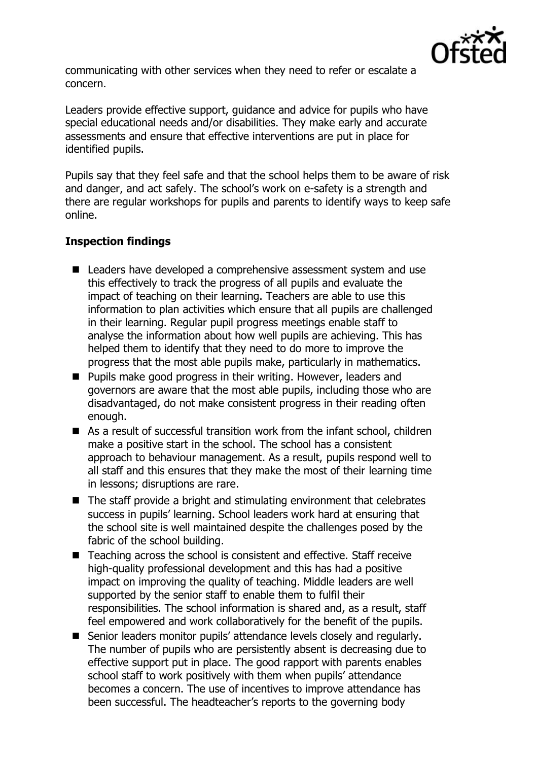communicating with other services when they need to refer or escalate a concern.

Leaders provide effective support, guidance and advice for pupils who have special educational needs and/or disabilities. They make early and accurate assessments and ensure that effective interventions are put in place for identified pupils.

Pupils say that they feel safe and that the school helps them to be aware of risk and danger, and act safely. The school's work on e-safety is a strength and there are regular workshops for pupils and parents to identify ways to keep safe online.

## Inspection findings

- Leaders have developed a comprehensive assessment system and use this effectively to track the progress of all pupils and evaluate the impact of teaching on their learning. Teachers are able to use this information to plan activities which ensure that all pupils are challenged in their learning. Regular pupil progress meetings enable staff to analyse the information about how well pupils are achieving. This has helped them to identify that they need to do more to improve the progress that the most able pupils make, particularly in mathematics.
- Pupils make good progress in their writing. However, leaders and governors are aware that the most able pupils, including those who are disadvantaged, do not make consistent progress in their reading often enough.
- As a result of successful transition work from the infant school, children make a positive start in the school. The school has a consistent approach to behaviour management. As a result, pupils respond well to all staff and this ensures that they make the most of their learning time in lessons; disruptions are rare.
- The staff provide a bright and stimulating environment that celebrates success in pupils' learning. School leaders work hard at ensuring that the school site is well maintained despite the challenges posed by the fabric of the school building.
- Teaching across the school is consistent and effective. Staff receive high-quality professional development and this has had a positive impact on improving the quality of teaching. Middle leaders are well supported by the senior staff to enable them to fulfil their responsibilities. The school information is shared and, as a result, staff feel empowered and work collaboratively for the benefit of the pupils.
- Senior leaders monitor pupils' attendance levels closely and regularly. The number of pupils who are persistently absent is decreasing due to effective support put in place. The good rapport with parents enables school staff to work positively with them when pupils' attendance becomes a concern. The use of incentives to improve attendance has been successful. The headteacher's reports to the governing body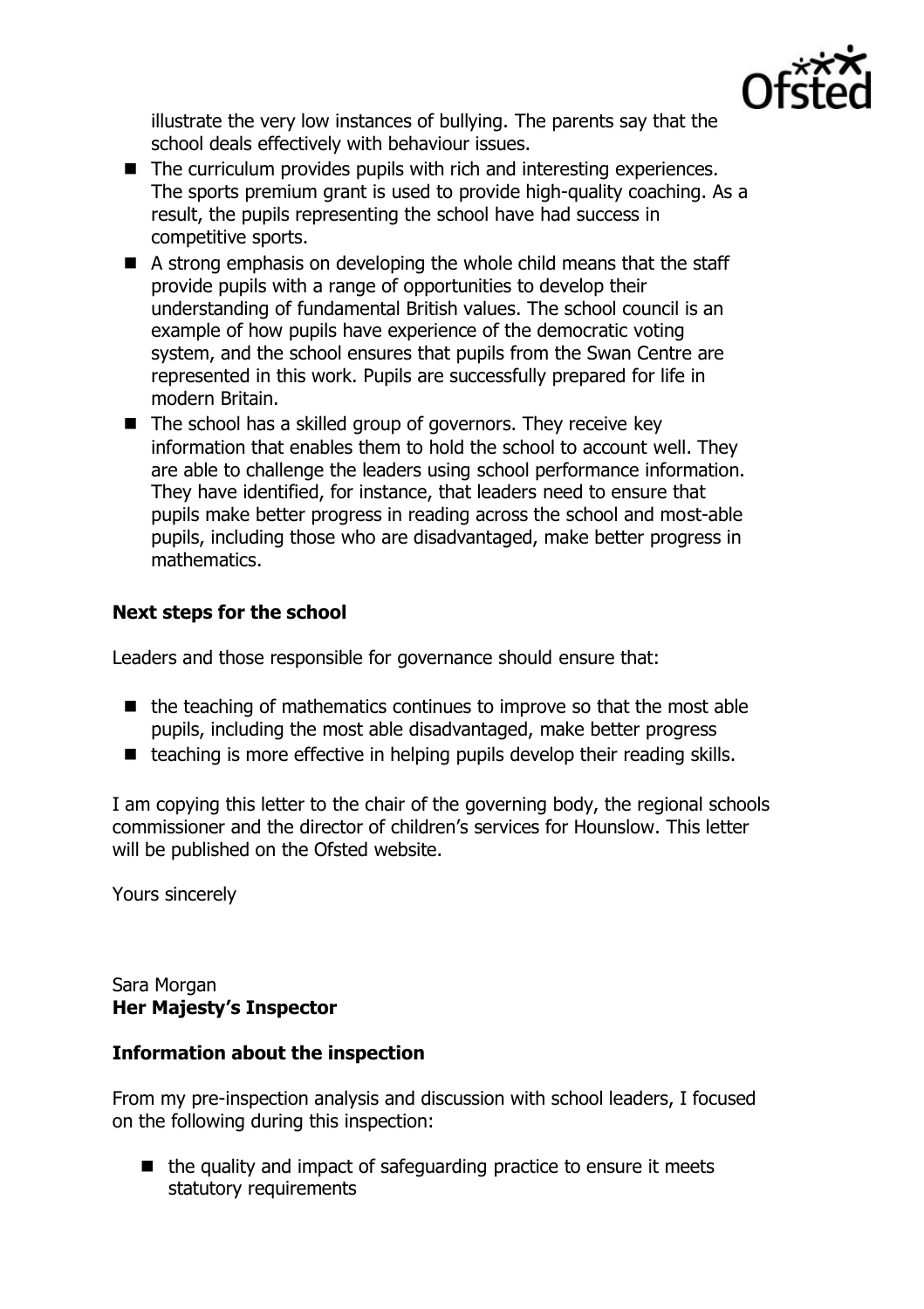illustrate the very low instances of bullying. The parents say that the school deals effectively with behaviour issues.

- The curriculum provides pupils with rich and interesting experiences. The sports premium grant is used to provide high-quality coaching. As a result, the pupils representing the school have had success in competitive sports.
- A strong emphasis on developing the whole child means that the staff provide pupils with a range of opportunities to develop their understanding of fundamental British values. The school council is an example of how pupils have experience of the democratic voting system, and the school ensures that pupils from the Swan Centre are represented in this work. Pupils are successfully prepared for life in modern Britain.
- The school has a skilled group of governors. They receive key information that enables them to hold the school to account well. They are able to challenge the leaders using school performance information. They have identified, for instance, that leaders need to ensure that pupils make better progress in reading across the school and most-able pupils, including those who are disadvantaged, make better progress in mathematics.

## Next steps for the school

Leaders and those responsible for governance should ensure that:

- the teaching of mathematics continues to improve so that the most able pupils, including the most able disadvantaged, make better progress
- teaching is more effective in helping pupils develop their reading skills.

I am copying this letter to the chair of the governing body, the regional schools commissioner and the director of children's services for Hounslow. This letter will be published on the Ofsted website.

Yours sincerely

Sara Morgan
**Her Majesty's Inspector**

## Information about the inspection

From my pre-inspection analysis and discussion with school leaders, I focused on the following during this inspection:

- the quality and impact of safeguarding practice to ensure it meets statutory requirements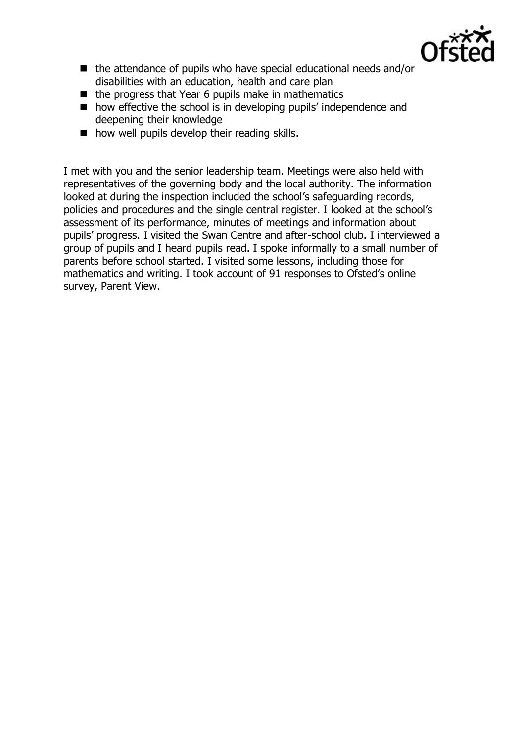- the attendance of pupils who have special educational needs and/or disabilities with an education, health and care plan
- the progress that Year 6 pupils make in mathematics
- how effective the school is in developing pupils' independence and deepening their knowledge
- how well pupils develop their reading skills.

I met with you and the senior leadership team. Meetings were also held with representatives of the governing body and the local authority. The information looked at during the inspection included the school's safeguarding records, policies and procedures and the single central register. I looked at the school's assessment of its performance, minutes of meetings and information about pupils' progress. I visited the Swan Centre and after-school club. I interviewed a group of pupils and I heard pupils read. I spoke informally to a small number of parents before school started. I visited some lessons, including those for mathematics and writing. I took account of 91 responses to Ofsted's online survey, Parent View.